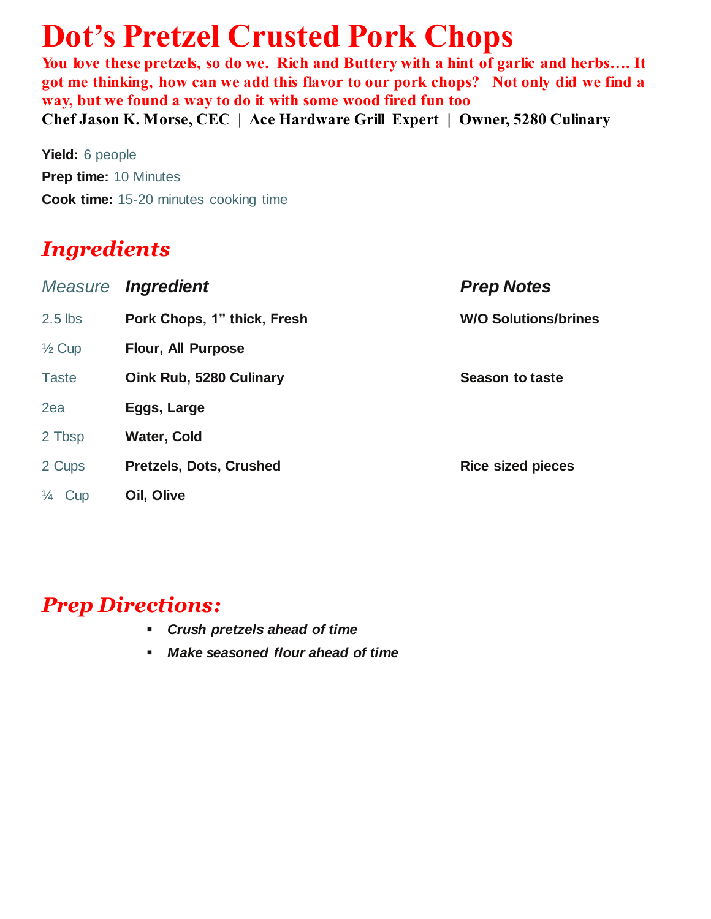# Dot's Pretzel Crusted Pork Chops

**You love these pretzels, so do we. Rich and Buttery with a hint of garlic and herbs…. It got me thinking, how can we add this flavor to our pork chops? Not only did we find a way, but we found a way to do it with some wood fired fun too**

**Chef Jason K. Morse, CEC | Ace Hardware Grill Expert | Owner, 5280 Culinary**

**Yield:** 6 people

**Prep time:** 10 Minutes

**Cook time:** 15-20 minutes cooking time

## Ingredients

| *Measure* | *Ingredient* | *Prep Notes* |
|---|---|---|
| 2.5 lbs | **Pork Chops, 1" thick, Fresh** | **W/O Solutions/brines** |
| ½ Cup | **Flour, All Purpose** | |
| Taste | **Oink Rub, 5280 Culinary** | **Season to taste** |
| 2ea | **Eggs, Large** | |
| 2 Tbsp | **Water, Cold** | |
| 2 Cups | **Pretzels, Dots, Crushed** | **Rice sized pieces** |
| ¼ Cup | **Oil, Olive** | |

## Prep Directions:

- *Crush pretzels ahead of time*
- *Make seasoned flour ahead of time*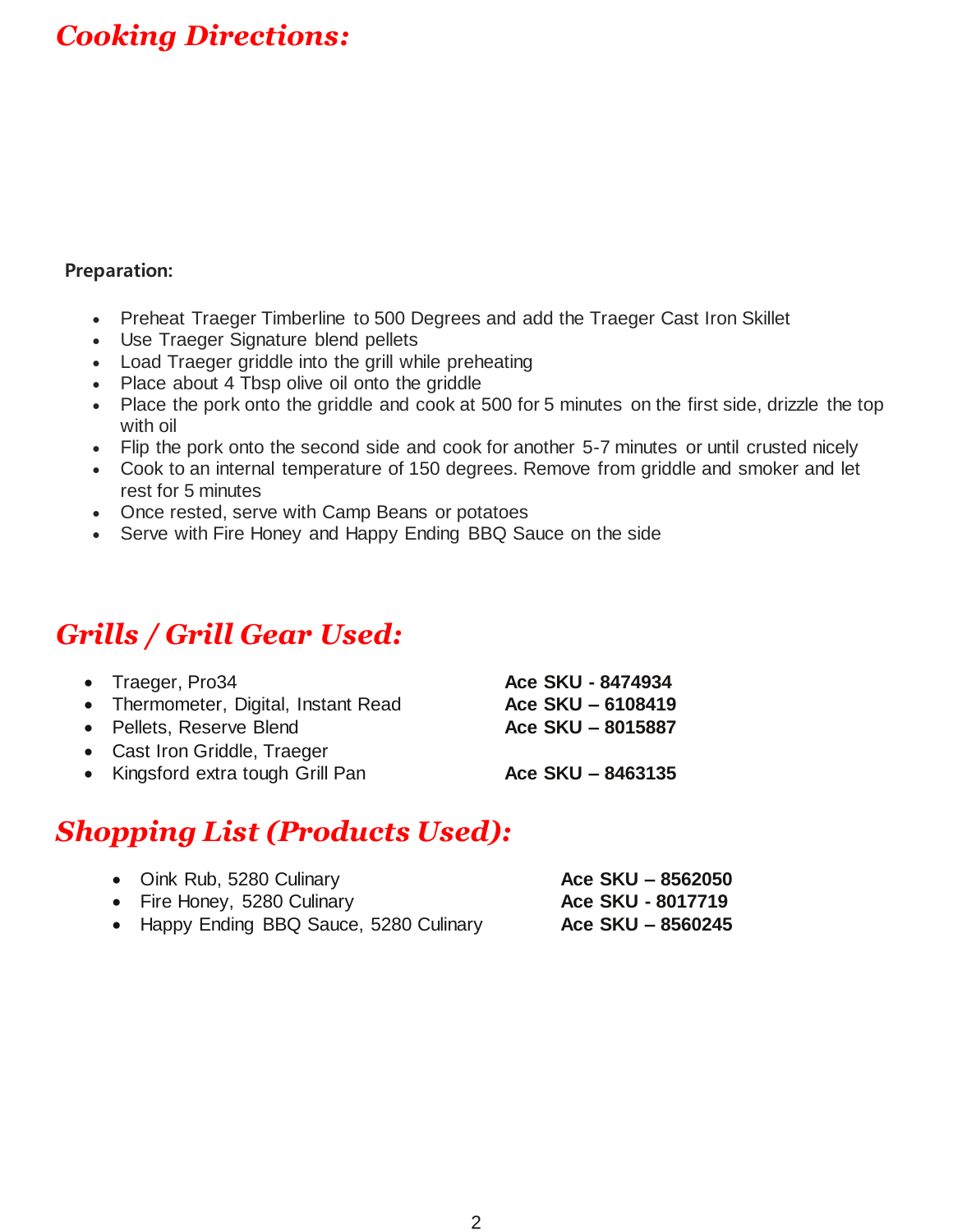# *Cooking Directions:*

**Preparation:**

- Preheat Traeger Timberline to 500 Degrees and add the Traeger Cast Iron Skillet
- Use Traeger Signature blend pellets
- Load Traeger griddle into the grill while preheating
- Place about 4 Tbsp olive oil onto the griddle
- Place the pork onto the griddle and cook at 500 for 5 minutes on the first side, drizzle the top with oil
- Flip the pork onto the second side and cook for another 5-7 minutes or until crusted nicely
- Cook to an internal temperature of 150 degrees. Remove from griddle and smoker and let rest for 5 minutes
- Once rested, serve with Camp Beans or potatoes
- Serve with Fire Honey and Happy Ending BBQ Sauce on the side

# *Grills / Grill Gear Used:*

- Traeger, Pro34 — **Ace SKU - 8474934**
- Thermometer, Digital, Instant Read — **Ace SKU – 6108419**
- Pellets, Reserve Blend — **Ace SKU – 8015887**
- Cast Iron Griddle, Traeger
- Kingsford extra tough Grill Pan — **Ace SKU – 8463135**

# *Shopping List (Products Used):*

- Oink Rub, 5280 Culinary — **Ace SKU – 8562050**
- Fire Honey, 5280 Culinary — **Ace SKU - 8017719**
- Happy Ending BBQ Sauce, 5280 Culinary — **Ace SKU – 8560245**